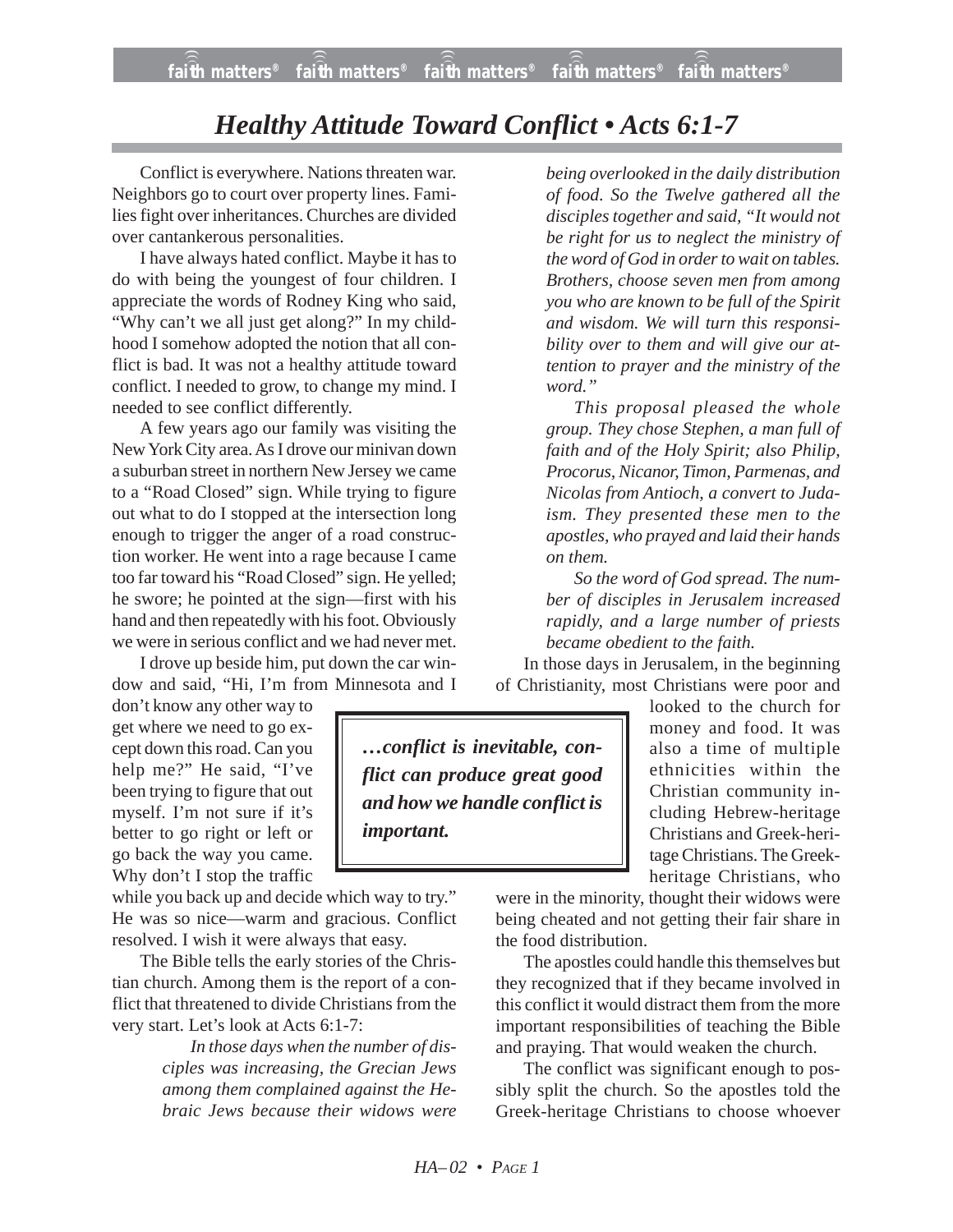# *Healthy Attitude Toward Conflict • Acts 6:1-7*

Conflict is everywhere. Nations threaten war. Neighbors go to court over property lines. Families fight over inheritances. Churches are divided over cantankerous personalities.

I have always hated conflict. Maybe it has to do with being the youngest of four children. I appreciate the words of Rodney King who said, "Why can't we all just get along?" In my childhood I somehow adopted the notion that all conflict is bad. It was not a healthy attitude toward conflict. I needed to grow, to change my mind. I needed to see conflict differently.

A few years ago our family was visiting the New York City area. As I drove our minivan down a suburban street in northern New Jersey we came to a "Road Closed" sign. While trying to figure out what to do I stopped at the intersection long enough to trigger the anger of a road construction worker. He went into a rage because I came too far toward his "Road Closed" sign. He yelled; he swore; he pointed at the sign—first with his hand and then repeatedly with his foot. Obviously we were in serious conflict and we had never met.

I drove up beside him, put down the car window and said, "Hi, I'm from Minnesota and I don't know any other way to get where we need to go except down this road. Can you help me?" He said, "I've been trying to figure that out myself. I'm not sure if it's better to go right or left or go back the way you came. Why don't I stop the traffic while you back up and decide which way to try." He was so nice—warm and gracious. Conflict resolved. I wish it were always that easy.

> ***…conflict is inevitable, conflict can produce great good and how we handle conflict is important.***

The Bible tells the early stories of the Christian church. Among them is the report of a conflict that threatened to divide Christians from the very start. Let's look at Acts 6:1-7:

> *In those days when the number of disciples was increasing, the Grecian Jews among them complained against the Hebraic Jews because their widows were being overlooked in the daily distribution of food. So the Twelve gathered all the disciples together and said, "It would not be right for us to neglect the ministry of the word of God in order to wait on tables. Brothers, choose seven men from among you who are known to be full of the Spirit and wisdom. We will turn this responsibility over to them and will give our attention to prayer and the ministry of the word."*
>
> *This proposal pleased the whole group. They chose Stephen, a man full of faith and of the Holy Spirit; also Philip, Procorus, Nicanor, Timon, Parmenas, and Nicolas from Antioch, a convert to Judaism. They presented these men to the apostles, who prayed and laid their hands on them.*
>
> *So the word of God spread. The number of disciples in Jerusalem increased rapidly, and a large number of priests became obedient to the faith.*

In those days in Jerusalem, in the beginning of Christianity, most Christians were poor and looked to the church for money and food. It was also a time of multiple ethnicities within the Christian community including Hebrew-heritage Christians and Greek-heritage Christians. The Greek-heritage Christians, who were in the minority, thought their widows were being cheated and not getting their fair share in the food distribution.

The apostles could handle this themselves but they recognized that if they became involved in this conflict it would distract them from the more important responsibilities of teaching the Bible and praying. That would weaken the church.

The conflict was significant enough to possibly split the church. So the apostles told the Greek-heritage Christians to choose whoever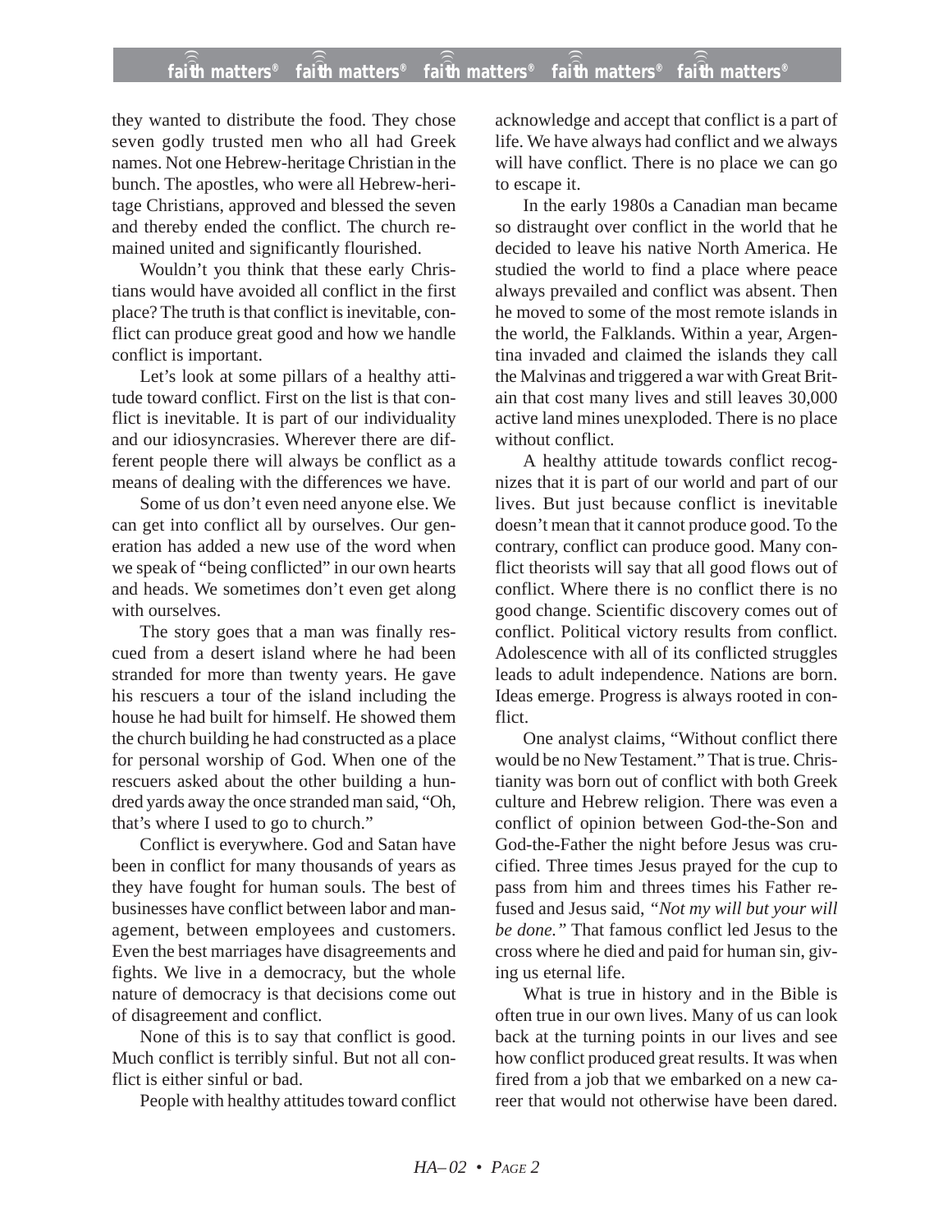they wanted to distribute the food. They chose seven godly trusted men who all had Greek names. Not one Hebrew-heritage Christian in the bunch. The apostles, who were all Hebrew-heritage Christians, approved and blessed the seven and thereby ended the conflict. The church remained united and significantly flourished.

Wouldn't you think that these early Christians would have avoided all conflict in the first place? The truth is that conflict is inevitable, conflict can produce great good and how we handle conflict is important.

Let's look at some pillars of a healthy attitude toward conflict. First on the list is that conflict is inevitable. It is part of our individuality and our idiosyncrasies. Wherever there are different people there will always be conflict as a means of dealing with the differences we have.

Some of us don't even need anyone else. We can get into conflict all by ourselves. Our generation has added a new use of the word when we speak of "being conflicted" in our own hearts and heads. We sometimes don't even get along with ourselves.

The story goes that a man was finally rescued from a desert island where he had been stranded for more than twenty years. He gave his rescuers a tour of the island including the house he had built for himself. He showed them the church building he had constructed as a place for personal worship of God. When one of the rescuers asked about the other building a hundred yards away the once stranded man said, "Oh, that's where I used to go to church."

Conflict is everywhere. God and Satan have been in conflict for many thousands of years as they have fought for human souls. The best of businesses have conflict between labor and management, between employees and customers. Even the best marriages have disagreements and fights. We live in a democracy, but the whole nature of democracy is that decisions come out of disagreement and conflict.

None of this is to say that conflict is good. Much conflict is terribly sinful. But not all conflict is either sinful or bad.

People with healthy attitudes toward conflict acknowledge and accept that conflict is a part of life. We have always had conflict and we always will have conflict. There is no place we can go to escape it.

In the early 1980s a Canadian man became so distraught over conflict in the world that he decided to leave his native North America. He studied the world to find a place where peace always prevailed and conflict was absent. Then he moved to some of the most remote islands in the world, the Falklands. Within a year, Argentina invaded and claimed the islands they call the Malvinas and triggered a war with Great Britain that cost many lives and still leaves 30,000 active land mines unexploded. There is no place without conflict.

A healthy attitude towards conflict recognizes that it is part of our world and part of our lives. But just because conflict is inevitable doesn't mean that it cannot produce good. To the contrary, conflict can produce good. Many conflict theorists will say that all good flows out of conflict. Where there is no conflict there is no good change. Scientific discovery comes out of conflict. Political victory results from conflict. Adolescence with all of its conflicted struggles leads to adult independence. Nations are born. Ideas emerge. Progress is always rooted in conflict.

One analyst claims, "Without conflict there would be no New Testament." That is true. Christianity was born out of conflict with both Greek culture and Hebrew religion. There was even a conflict of opinion between God-the-Son and God-the-Father the night before Jesus was crucified. Three times Jesus prayed for the cup to pass from him and threes times his Father refused and Jesus said, *"Not my will but your will be done."* That famous conflict led Jesus to the cross where he died and paid for human sin, giving us eternal life.

What is true in history and in the Bible is often true in our own lives. Many of us can look back at the turning points in our lives and see how conflict produced great results. It was when fired from a job that we embarked on a new career that would not otherwise have been dared.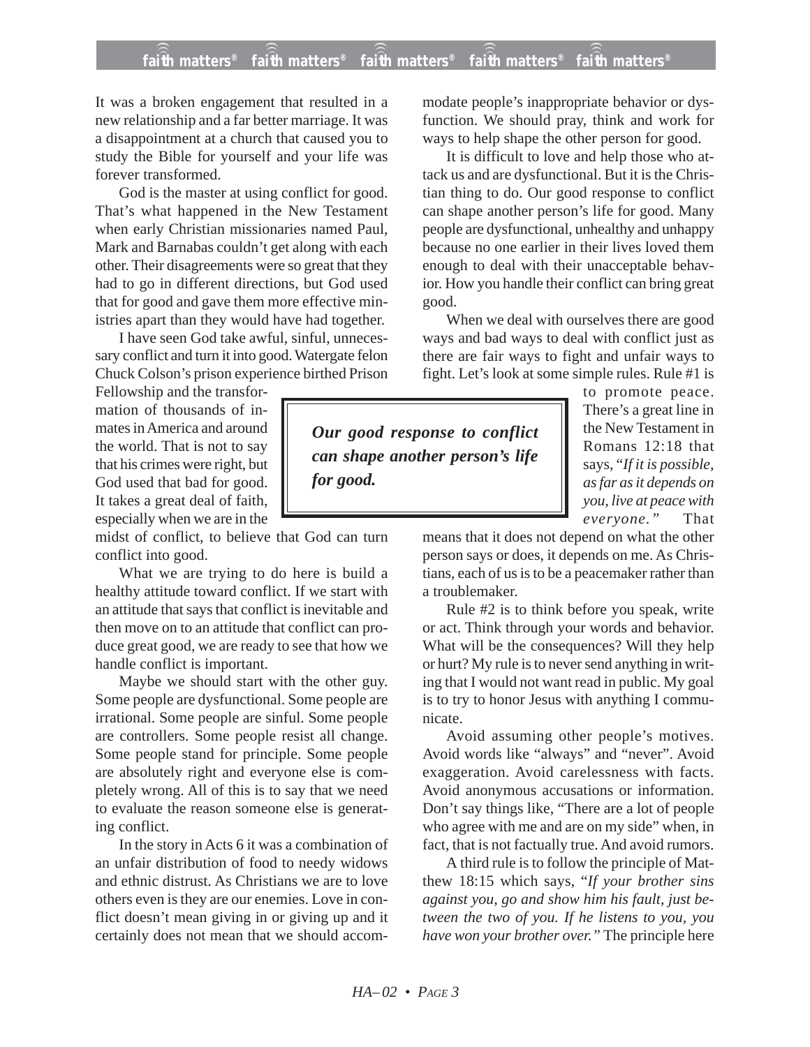It was a broken engagement that resulted in a new relationship and a far better marriage. It was a disappointment at a church that caused you to study the Bible for yourself and your life was forever transformed.

God is the master at using conflict for good. That's what happened in the New Testament when early Christian missionaries named Paul, Mark and Barnabas couldn't get along with each other. Their disagreements were so great that they had to go in different directions, but God used that for good and gave them more effective ministries apart than they would have had together.

I have seen God take awful, sinful, unnecessary conflict and turn it into good. Watergate felon Chuck Colson's prison experience birthed Prison Fellowship and the transformation of thousands of inmates in America and around the world. That is not to say that his crimes were right, but God used that bad for good. It takes a great deal of faith, especially when we are in the midst of conflict, to believe that God can turn conflict into good.

What we are trying to do here is build a healthy attitude toward conflict. If we start with an attitude that says that conflict is inevitable and then move on to an attitude that conflict can produce great good, we are ready to see that how we handle conflict is important.

Maybe we should start with the other guy. Some people are dysfunctional. Some people are irrational. Some people are sinful. Some people are controllers. Some people resist all change. Some people stand for principle. Some people are absolutely right and everyone else is completely wrong. All of this is to say that we need to evaluate the reason someone else is generating conflict.

In the story in Acts 6 it was a combination of an unfair distribution of food to needy widows and ethnic distrust. As Christians we are to love others even is they are our enemies. Love in conflict doesn't mean giving in or giving up and it certainly does not mean that we should accommodate people's inappropriate behavior or dysfunction. We should pray, think and work for ways to help shape the other person for good.

It is difficult to love and help those who attack us and are dysfunctional. But it is the Christian thing to do. Our good response to conflict can shape another person's life for good. Many people are dysfunctional, unhealthy and unhappy because no one earlier in their lives loved them enough to deal with their unacceptable behavior. How you handle their conflict can bring great good.

When we deal with ourselves there are good ways and bad ways to deal with conflict just as there are fair ways to fight and unfair ways to fight. Let's look at some simple rules. Rule #1 is to promote peace. There's a great line in the New Testament in Romans 12:18 that says, "*If it is possible, as far as it depends on you, live at peace with everyone.*" That means that it does not depend on what the other person says or does, it depends on me. As Christians, each of us is to be a peacemaker rather than a troublemaker.

> ***Our good response to conflict can shape another person's life for good.***

Rule #2 is to think before you speak, write or act. Think through your words and behavior. What will be the consequences? Will they help or hurt? My rule is to never send anything in writing that I would not want read in public. My goal is to try to honor Jesus with anything I communicate.

Avoid assuming other people's motives. Avoid words like "always" and "never". Avoid exaggeration. Avoid carelessness with facts. Avoid anonymous accusations or information. Don't say things like, "There are a lot of people who agree with me and are on my side" when, in fact, that is not factually true. And avoid rumors.

A third rule is to follow the principle of Matthew 18:15 which says, "*If your brother sins against you, go and show him his fault, just between the two of you. If he listens to you, you have won your brother over.*" The principle here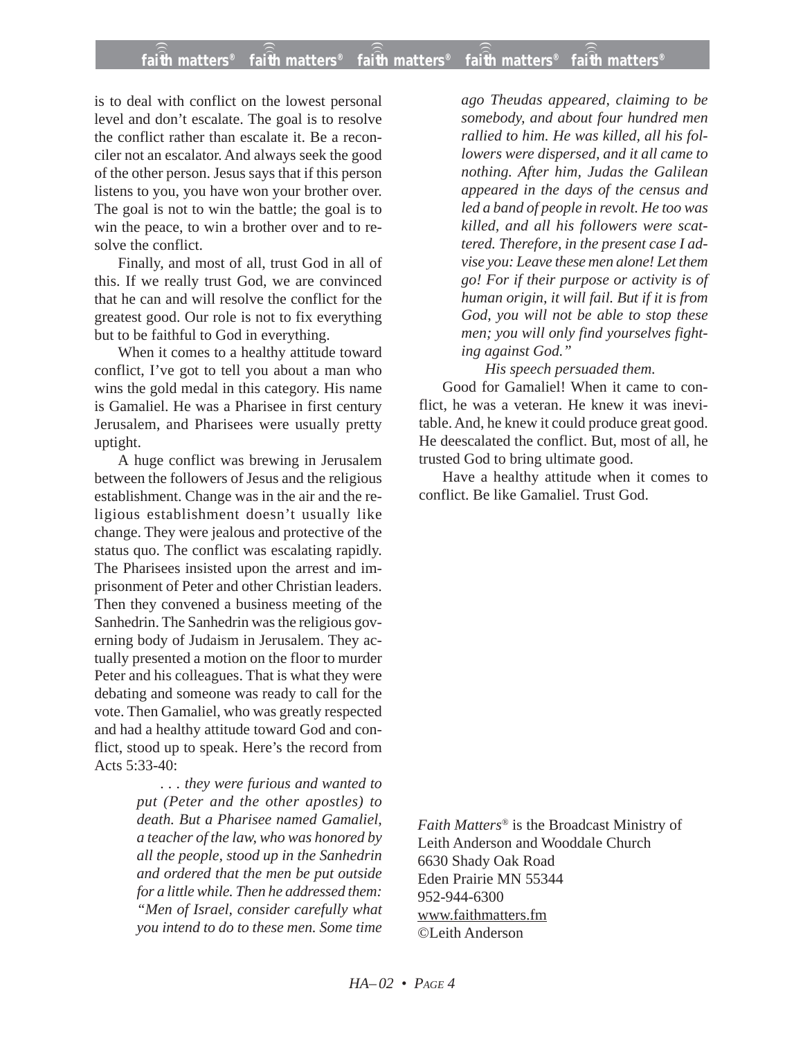is to deal with conflict on the lowest personal level and don't escalate. The goal is to resolve the conflict rather than escalate it. Be a reconciler not an escalator. And always seek the good of the other person. Jesus says that if this person listens to you, you have won your brother over. The goal is not to win the battle; the goal is to win the peace, to win a brother over and to resolve the conflict.

Finally, and most of all, trust God in all of this. If we really trust God, we are convinced that he can and will resolve the conflict for the greatest good. Our role is not to fix everything but to be faithful to God in everything.

When it comes to a healthy attitude toward conflict, I've got to tell you about a man who wins the gold medal in this category. His name is Gamaliel. He was a Pharisee in first century Jerusalem, and Pharisees were usually pretty uptight.

A huge conflict was brewing in Jerusalem between the followers of Jesus and the religious establishment. Change was in the air and the religious establishment doesn't usually like change. They were jealous and protective of the status quo. The conflict was escalating rapidly. The Pharisees insisted upon the arrest and imprisonment of Peter and other Christian leaders. Then they convened a business meeting of the Sanhedrin. The Sanhedrin was the religious governing body of Judaism in Jerusalem. They actually presented a motion on the floor to murder Peter and his colleagues. That is what they were debating and someone was ready to call for the vote. Then Gamaliel, who was greatly respected and had a healthy attitude toward God and conflict, stood up to speak. Here's the record from Acts 5:33-40:

> *. . . they were furious and wanted to put (Peter and the other apostles) to death. But a Pharisee named Gamaliel, a teacher of the law, who was honored by all the people, stood up in the Sanhedrin and ordered that the men be put outside for a little while. Then he addressed them: "Men of Israel, consider carefully what you intend to do to these men. Some time ago Theudas appeared, claiming to be somebody, and about four hundred men rallied to him. He was killed, all his followers were dispersed, and it all came to nothing. After him, Judas the Galilean appeared in the days of the census and led a band of people in revolt. He too was killed, and all his followers were scattered. Therefore, in the present case I advise you: Leave these men alone! Let them go! For if their purpose or activity is of human origin, it will fail. But if it is from God, you will not be able to stop these men; you will only find yourselves fighting against God."*
>
> *His speech persuaded them.*

Good for Gamaliel! When it came to conflict, he was a veteran. He knew it was inevitable. And, he knew it could produce great good. He deescalated the conflict. But, most of all, he trusted God to bring ultimate good.

Have a healthy attitude when it comes to conflict. Be like Gamaliel. Trust God.

*Faith Matters*® is the Broadcast Ministry of
Leith Anderson and Wooddale Church
6630 Shady Oak Road
Eden Prairie MN 55344
952-944-6300
www.faithmatters.fm
©Leith Anderson